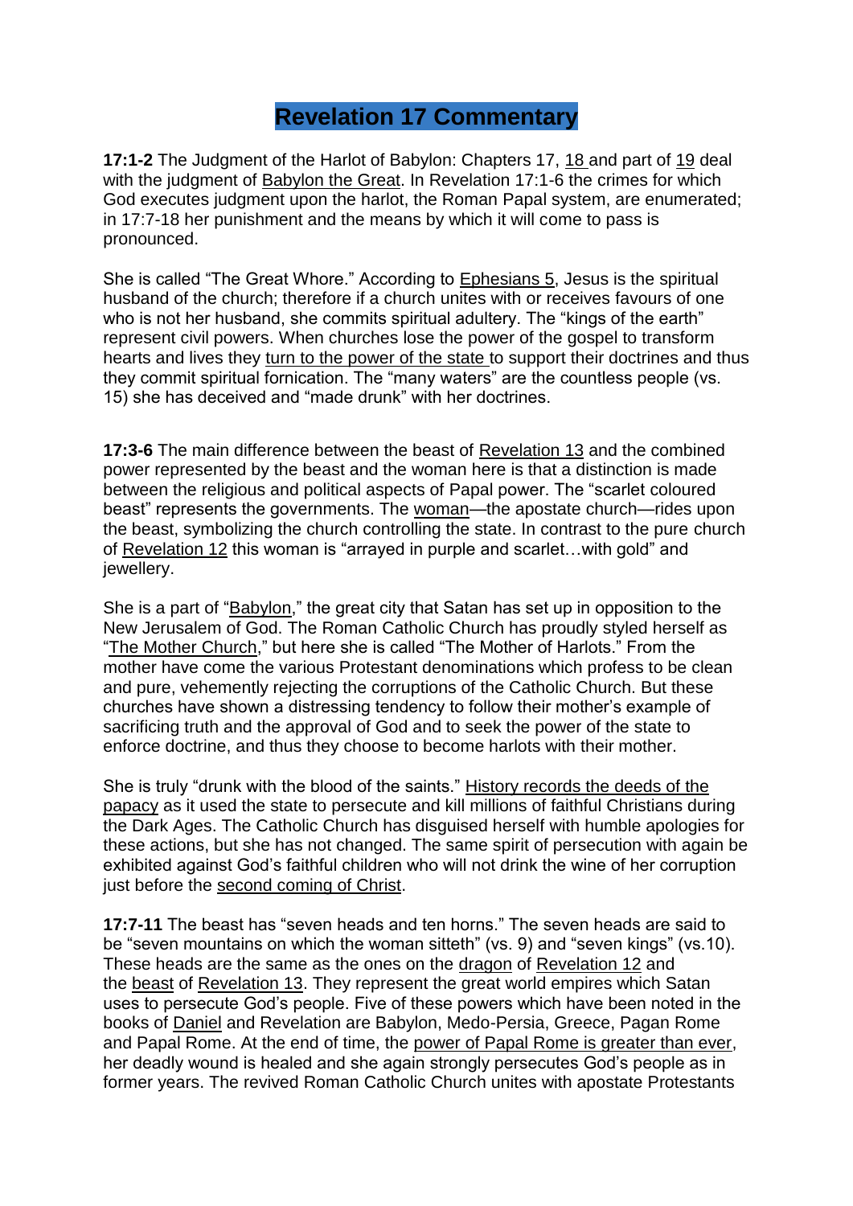# Revelation 17 Commentary

**17:1-2** The Judgment of the Harlot of Babylon: Chapters 17, 18 and part of 19 deal with the judgment of Babylon the Great. In Revelation 17:1-6 the crimes for which God executes judgment upon the harlot, the Roman Papal system, are enumerated; in 17:7-18 her punishment and the means by which it will come to pass is pronounced.

She is called "The Great Whore." According to Ephesians 5, Jesus is the spiritual husband of the church; therefore if a church unites with or receives favours of one who is not her husband, she commits spiritual adultery. The "kings of the earth" represent civil powers. When churches lose the power of the gospel to transform hearts and lives they turn to the power of the state to support their doctrines and thus they commit spiritual fornication. The "many waters" are the countless people (vs. 15) she has deceived and "made drunk" with her doctrines.

**17:3-6** The main difference between the beast of Revelation 13 and the combined power represented by the beast and the woman here is that a distinction is made between the religious and political aspects of Papal power. The "scarlet coloured beast" represents the governments. The woman—the apostate church—rides upon the beast, symbolizing the church controlling the state. In contrast to the pure church of Revelation 12 this woman is "arrayed in purple and scarlet…with gold" and jewellery.

She is a part of "Babylon," the great city that Satan has set up in opposition to the New Jerusalem of God. The Roman Catholic Church has proudly styled herself as "The Mother Church," but here she is called "The Mother of Harlots." From the mother have come the various Protestant denominations which profess to be clean and pure, vehemently rejecting the corruptions of the Catholic Church. But these churches have shown a distressing tendency to follow their mother's example of sacrificing truth and the approval of God and to seek the power of the state to enforce doctrine, and thus they choose to become harlots with their mother.

She is truly "drunk with the blood of the saints." History records the deeds of the papacy as it used the state to persecute and kill millions of faithful Christians during the Dark Ages. The Catholic Church has disguised herself with humble apologies for these actions, but she has not changed. The same spirit of persecution with again be exhibited against God's faithful children who will not drink the wine of her corruption just before the second coming of Christ.

**17:7-11** The beast has "seven heads and ten horns." The seven heads are said to be "seven mountains on which the woman sitteth" (vs. 9) and "seven kings" (vs.10). These heads are the same as the ones on the dragon of Revelation 12 and the beast of Revelation 13. They represent the great world empires which Satan uses to persecute God's people. Five of these powers which have been noted in the books of Daniel and Revelation are Babylon, Medo-Persia, Greece, Pagan Rome and Papal Rome. At the end of time, the power of Papal Rome is greater than ever, her deadly wound is healed and she again strongly persecutes God's people as in former years. The revived Roman Catholic Church unites with apostate Protestants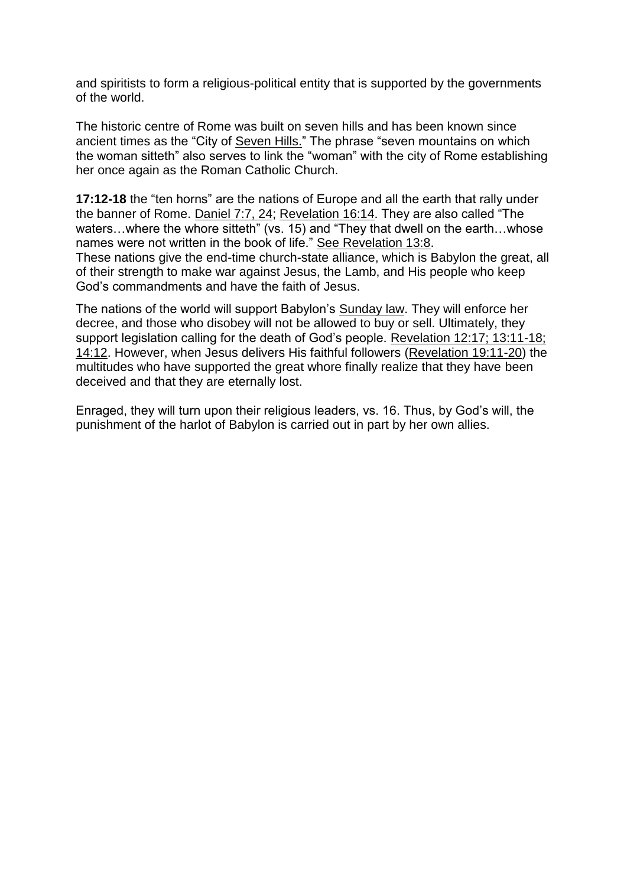and spiritists to form a religious-political entity that is supported by the governments of the world.

The historic centre of Rome was built on seven hills and has been known since ancient times as the "City of Seven Hills." The phrase "seven mountains on which the woman sitteth" also serves to link the "woman" with the city of Rome establishing her once again as the Roman Catholic Church.

**17:12-18** the "ten horns" are the nations of Europe and all the earth that rally under the banner of Rome. Daniel 7:7, 24; Revelation 16:14. They are also called "The waters…where the whore sitteth" (vs. 15) and "They that dwell on the earth…whose names were not written in the book of life." See Revelation 13:8.
These nations give the end-time church-state alliance, which is Babylon the great, all of their strength to make war against Jesus, the Lamb, and His people who keep God's commandments and have the faith of Jesus.

The nations of the world will support Babylon's Sunday law. They will enforce her decree, and those who disobey will not be allowed to buy or sell. Ultimately, they support legislation calling for the death of God's people. Revelation 12:17; 13:11-18; 14:12. However, when Jesus delivers His faithful followers (Revelation 19:11-20) the multitudes who have supported the great whore finally realize that they have been deceived and that they are eternally lost.

Enraged, they will turn upon their religious leaders, vs. 16. Thus, by God's will, the punishment of the harlot of Babylon is carried out in part by her own allies.